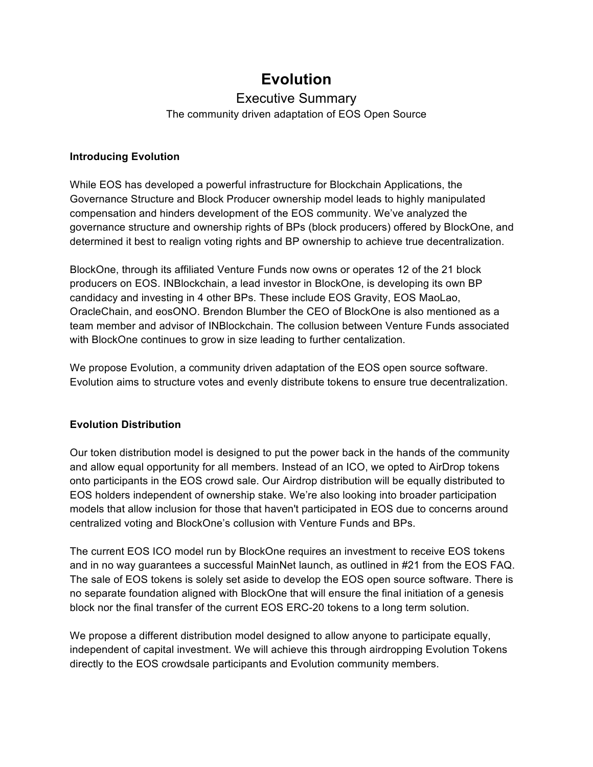# Evolution

## Executive Summary

The community driven adaptation of EOS Open Source

### Introducing Evolution

While EOS has developed a powerful infrastructure for Blockchain Applications, the Governance Structure and Block Producer ownership model leads to highly manipulated compensation and hinders development of the EOS community. We've analyzed the governance structure and ownership rights of BPs (block producers) offered by BlockOne, and determined it best to realign voting rights and BP ownership to achieve true decentralization.

BlockOne, through its affiliated Venture Funds now owns or operates 12 of the 21 block producers on EOS. INBlockchain, a lead investor in BlockOne, is developing its own BP candidacy and investing in 4 other BPs. These include EOS Gravity, EOS MaoLao, OracleChain, and eosONO. Brendon Blumber the CEO of BlockOne is also mentioned as a team member and advisor of INBlockchain. The collusion between Venture Funds associated with BlockOne continues to grow in size leading to further centalization.

We propose Evolution, a community driven adaptation of the EOS open source software. Evolution aims to structure votes and evenly distribute tokens to ensure true decentralization.

### Evolution Distribution

Our token distribution model is designed to put the power back in the hands of the community and allow equal opportunity for all members. Instead of an ICO, we opted to AirDrop tokens onto participants in the EOS crowd sale. Our Airdrop distribution will be equally distributed to EOS holders independent of ownership stake. We're also looking into broader participation models that allow inclusion for those that haven't participated in EOS due to concerns around centralized voting and BlockOne's collusion with Venture Funds and BPs.

The current EOS ICO model run by BlockOne requires an investment to receive EOS tokens and in no way guarantees a successful MainNet launch, as outlined in #21 from the EOS FAQ. The sale of EOS tokens is solely set aside to develop the EOS open source software. There is no separate foundation aligned with BlockOne that will ensure the final initiation of a genesis block nor the final transfer of the current EOS ERC-20 tokens to a long term solution.

We propose a different distribution model designed to allow anyone to participate equally, independent of capital investment. We will achieve this through airdropping Evolution Tokens directly to the EOS crowdsale participants and Evolution community members.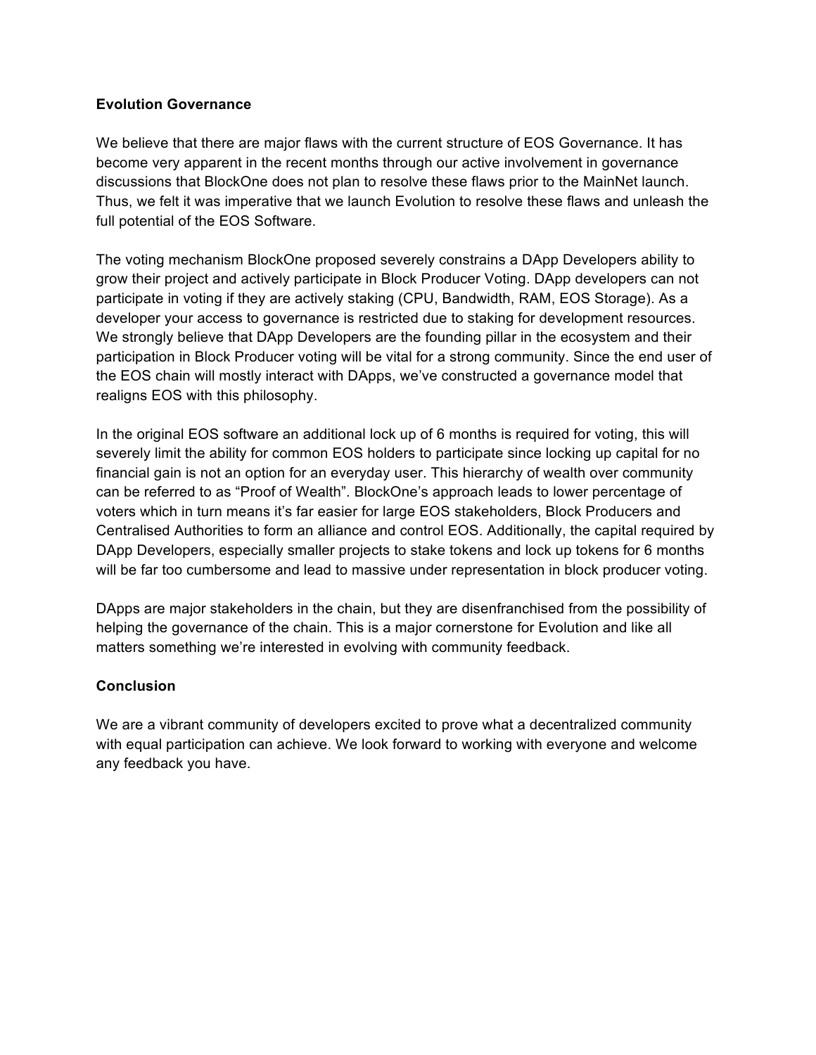**Evolution Governance**

We believe that there are major flaws with the current structure of EOS Governance. It has become very apparent in the recent months through our active involvement in governance discussions that BlockOne does not plan to resolve these flaws prior to the MainNet launch. Thus, we felt it was imperative that we launch Evolution to resolve these flaws and unleash the full potential of the EOS Software.

The voting mechanism BlockOne proposed severely constrains a DApp Developers ability to grow their project and actively participate in Block Producer Voting. DApp developers can not participate in voting if they are actively staking (CPU, Bandwidth, RAM, EOS Storage). As a developer your access to governance is restricted due to staking for development resources. We strongly believe that DApp Developers are the founding pillar in the ecosystem and their participation in Block Producer voting will be vital for a strong community. Since the end user of the EOS chain will mostly interact with DApps, we've constructed a governance model that realigns EOS with this philosophy.

In the original EOS software an additional lock up of 6 months is required for voting, this will severely limit the ability for common EOS holders to participate since locking up capital for no financial gain is not an option for an everyday user. This hierarchy of wealth over community can be referred to as "Proof of Wealth". BlockOne's approach leads to lower percentage of voters which in turn means it's far easier for large EOS stakeholders, Block Producers and Centralised Authorities to form an alliance and control EOS. Additionally, the capital required by DApp Developers, especially smaller projects to stake tokens and lock up tokens for 6 months will be far too cumbersome and lead to massive under representation in block producer voting.

DApps are major stakeholders in the chain, but they are disenfranchised from the possibility of helping the governance of the chain. This is a major cornerstone for Evolution and like all matters something we're interested in evolving with community feedback.

**Conclusion**

We are a vibrant community of developers excited to prove what a decentralized community with equal participation can achieve. We look forward to working with everyone and welcome any feedback you have.